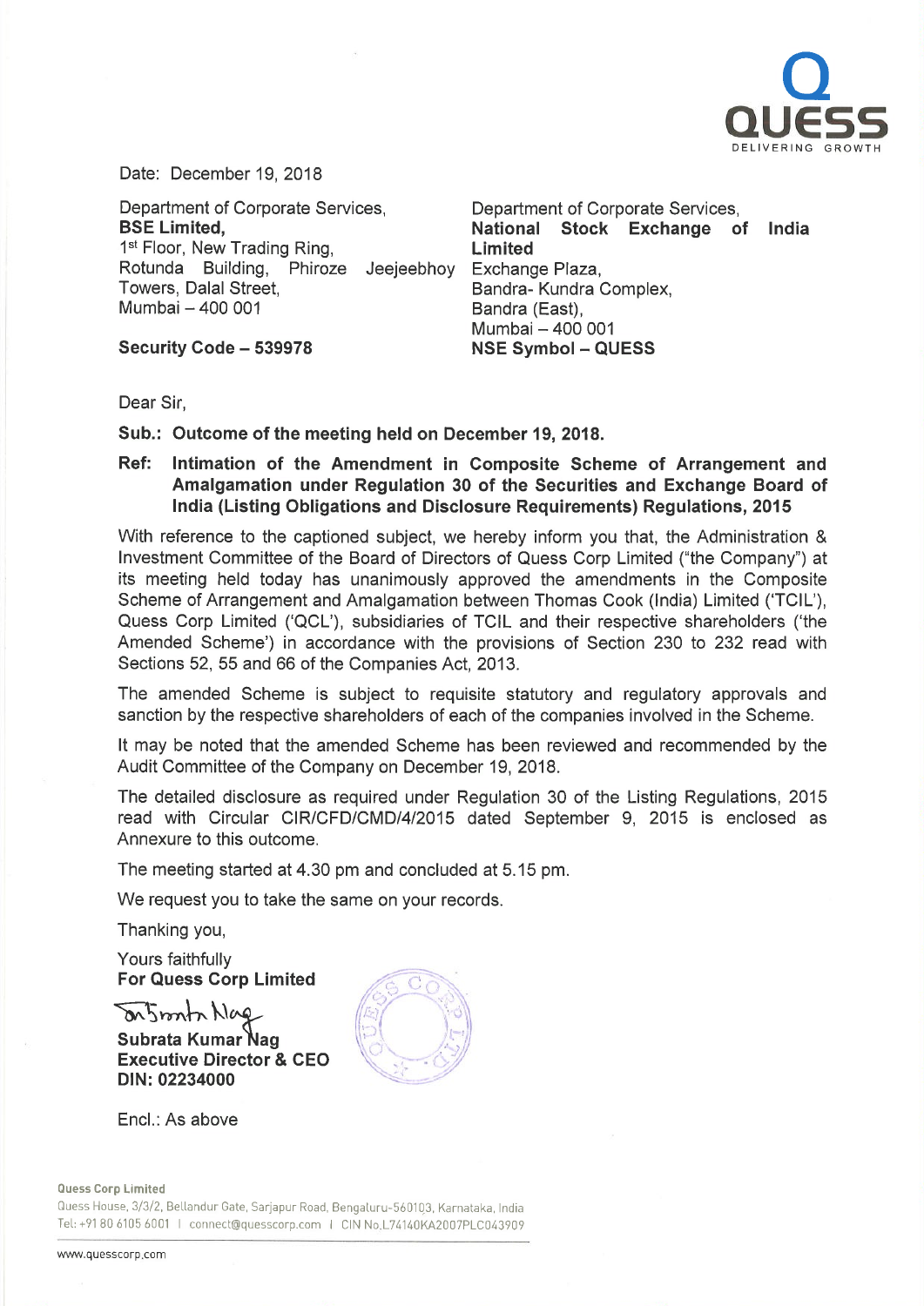QUESS
DELIVERING GROWTH

Date: December 19, 2018

Department of Corporate Services,
**BSE Limited,**
1st Floor, New Trading Ring,
Rotunda Building, Phiroze Jeejeebhoy Towers, Dalal Street,
Mumbai – 400 001

**Security Code – 539978**

Department of Corporate Services,
**National Stock Exchange of India Limited**
Exchange Plaza,
Bandra- Kundra Complex,
Bandra (East),
Mumbai – 400 001
**NSE Symbol – QUESS**

Dear Sir,

**Sub.: Outcome of the meeting held on December 19, 2018.**

**Ref: Intimation of the Amendment in Composite Scheme of Arrangement and Amalgamation under Regulation 30 of the Securities and Exchange Board of India (Listing Obligations and Disclosure Requirements) Regulations, 2015**

With reference to the captioned subject, we hereby inform you that, the Administration & Investment Committee of the Board of Directors of Quess Corp Limited ("the Company") at its meeting held today has unanimously approved the amendments in the Composite Scheme of Arrangement and Amalgamation between Thomas Cook (India) Limited ('TCIL'), Quess Corp Limited ('QCL'), subsidiaries of TCIL and their respective shareholders ('the Amended Scheme') in accordance with the provisions of Section 230 to 232 read with Sections 52, 55 and 66 of the Companies Act, 2013.

The amended Scheme is subject to requisite statutory and regulatory approvals and sanction by the respective shareholders of each of the companies involved in the Scheme.

It may be noted that the amended Scheme has been reviewed and recommended by the Audit Committee of the Company on December 19, 2018.

The detailed disclosure as required under Regulation 30 of the Listing Regulations, 2015 read with Circular CIR/CFD/CMD/4/2015 dated September 9, 2015 is enclosed as Annexure to this outcome.

The meeting started at 4.30 pm and concluded at 5.15 pm.

We request you to take the same on your records.

Thanking you,

Yours faithfully
**For Quess Corp Limited**

**Subrata Kumar Nag**
**Executive Director & CEO**
**DIN: 02234000**

Encl.: As above

**Quess Corp Limited**
Quess House, 3/3/2, Bellandur Gate, Sarjapur Road, Bengaluru-560103, Karnataka, India
Tel: +91 80 6105 6001 | connect@quesscorp.com | CIN No.L74140KA2007PLC043909

www.quesscorp.com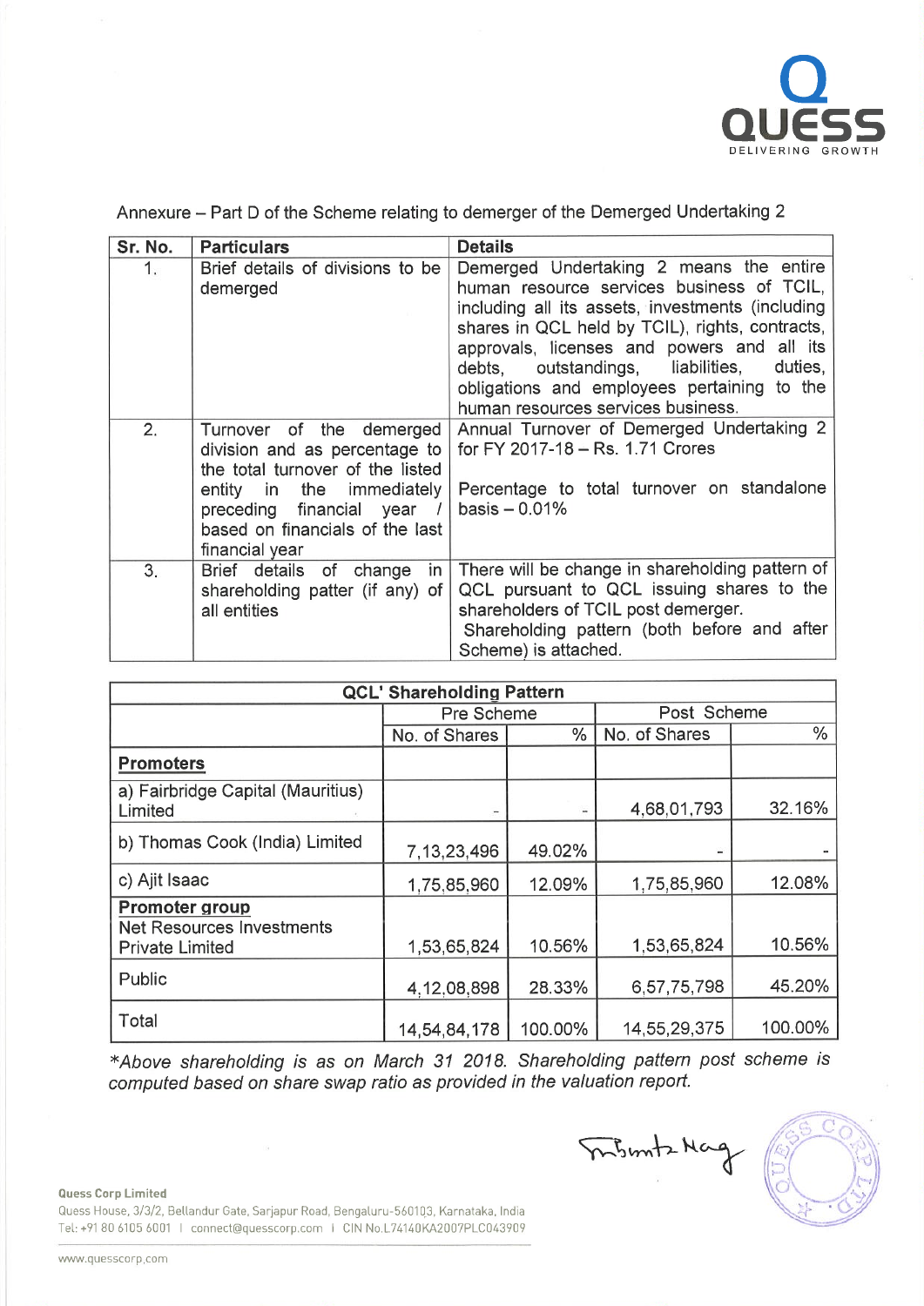Annexure – Part D of the Scheme relating to demerger of the Demerged Undertaking 2

| Sr. No. | Particulars | Details |
|---|---|---|
| 1. | Brief details of divisions to be demerged | Demerged Undertaking 2 means the entire human resource services business of TCIL, including all its assets, investments (including shares in QCL held by TCIL), rights, contracts, approvals, licenses and powers and all its debts, outstandings, liabilities, duties, obligations and employees pertaining to the human resources services business. |
| 2. | Turnover of the demerged division and as percentage to the total turnover of the listed entity in the immediately preceding financial year / based on financials of the last financial year | Annual Turnover of Demerged Undertaking 2 for FY 2017-18 – Rs. 1.71 Crores<br><br>Percentage to total turnover on standalone basis – 0.01% |
| 3. | Brief details of change in shareholding patter (if any) of all entities | There will be change in shareholding pattern of QCL pursuant to QCL issuing shares to the shareholders of TCIL post demerger.<br>Shareholding pattern (both before and after Scheme) is attached. |

| QCL' Shareholding Pattern | | | | |
|---|---|---|---|---|
| | Pre Scheme | | Post Scheme | |
| | No. of Shares | % | No. of Shares | % |
| **Promoters** | | | | |
| a) Fairbridge Capital (Mauritius) Limited | - | - | 4,68,01,793 | 32.16% |
| b) Thomas Cook (India) Limited | 7,13,23,496 | 49.02% | - | - |
| c) Ajit Isaac | 1,75,85,960 | 12.09% | 1,75,85,960 | 12.08% |
| **Promoter group**<br>Net Resources Investments Private Limited | 1,53,65,824 | 10.56% | 1,53,65,824 | 10.56% |
| Public | 4,12,08,898 | 28.33% | 6,57,75,798 | 45.20% |
| Total | 14,54,84,178 | 100.00% | 14,55,29,375 | 100.00% |

*\*Above shareholding is as on March 31 2018. Shareholding pattern post scheme is computed based on share swap ratio as provided in the valuation report.*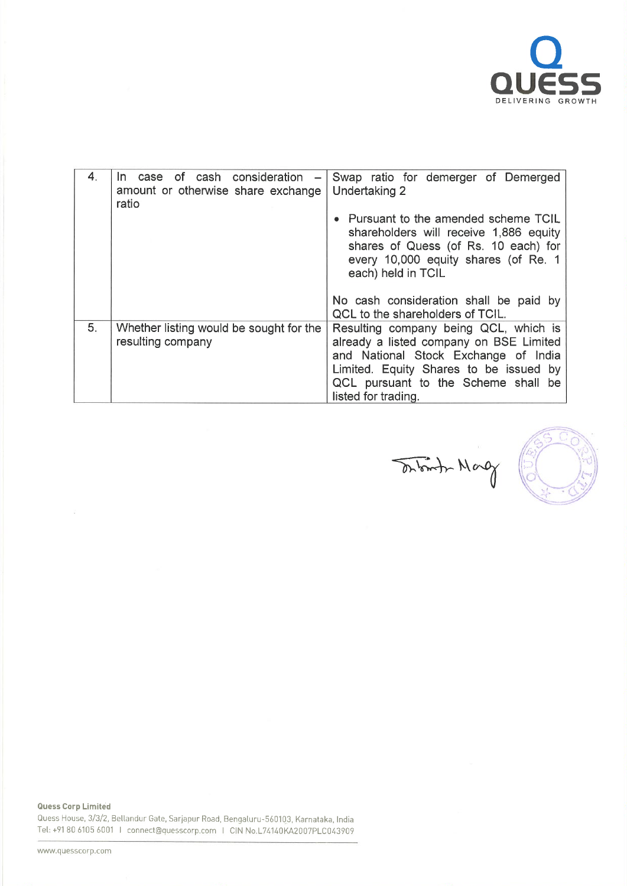| | | |
|---|---|---|
| 4. | In case of cash consideration – amount or otherwise share exchange ratio | Swap ratio for demerger of Demerged Undertaking 2<br><br>• Pursuant to the amended scheme TCIL shareholders will receive 1,886 equity shares of Quess (of Rs. 10 each) for every 10,000 equity shares (of Re. 1 each) held in TCIL<br><br>No cash consideration shall be paid by QCL to the shareholders of TCIL. |
| 5. | Whether listing would be sought for the resulting company | Resulting company being QCL, which is already a listed company on BSE Limited and National Stock Exchange of India Limited. Equity Shares to be issued by QCL pursuant to the Scheme shall be listed for trading. |

**Quess Corp Limited**
Quess House, 3/3/2, Bellandur Gate, Sarjapur Road, Bengaluru-560103, Karnataka, India
Tel: +91 80 6105 6001 | connect@quesscorp.com | CIN No.L74140KA2007PLC043909

www.quesscorp.com